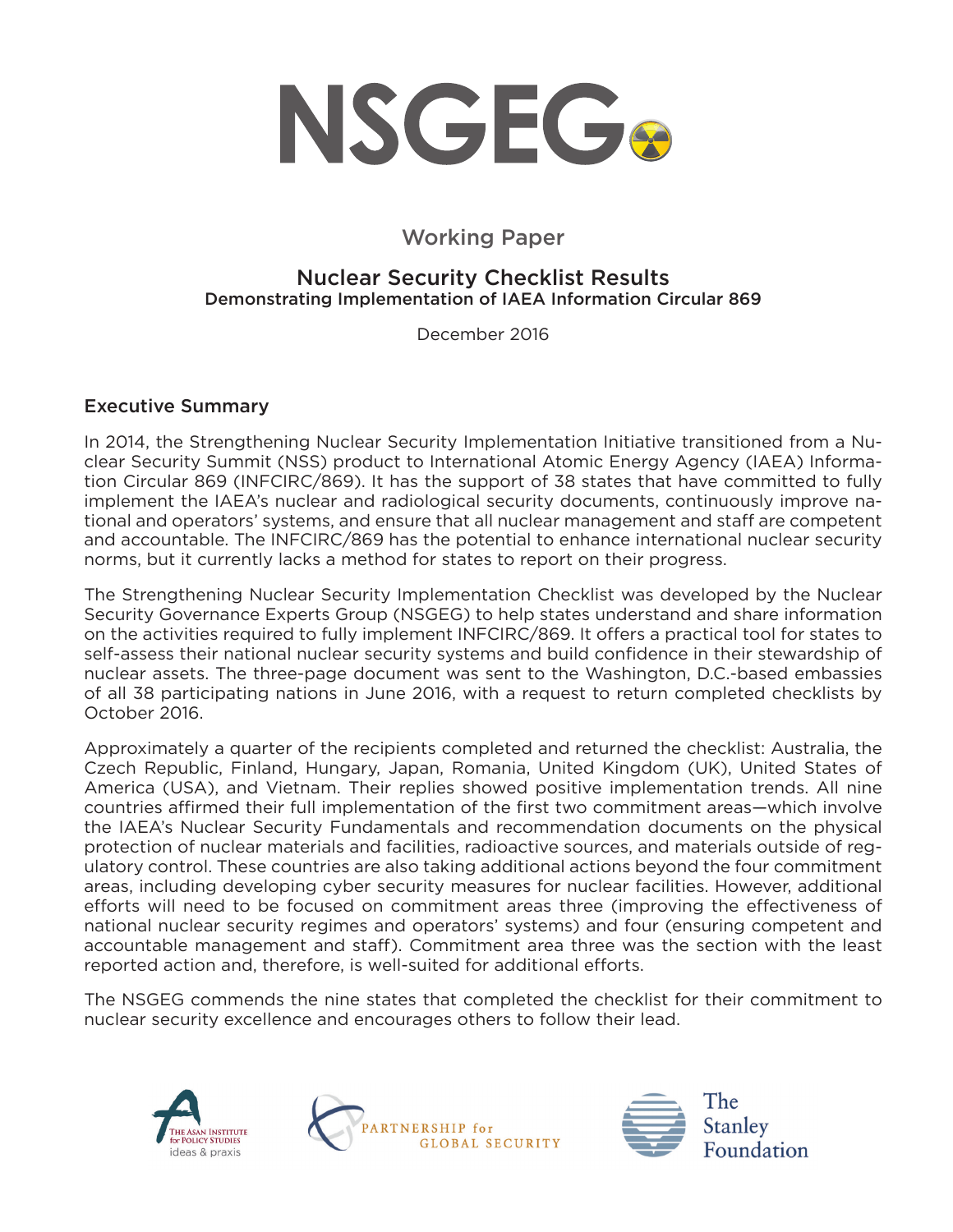# NSGEG

Working Paper

## Nuclear Security Checklist Results

### Demonstrating Implementation of IAEA Information Circular 869

December 2016

## Executive Summary

In 2014, the Strengthening Nuclear Security Implementation Initiative transitioned from a Nuclear Security Summit (NSS) product to International Atomic Energy Agency (IAEA) Information Circular 869 (INFCIRC/869). It has the support of 38 states that have committed to fully implement the IAEA's nuclear and radiological security documents, continuously improve national and operators' systems, and ensure that all nuclear management and staff are competent and accountable. The INFCIRC/869 has the potential to enhance international nuclear security norms, but it currently lacks a method for states to report on their progress.

The Strengthening Nuclear Security Implementation Checklist was developed by the Nuclear Security Governance Experts Group (NSGEG) to help states understand and share information on the activities required to fully implement INFCIRC/869. It offers a practical tool for states to self-assess their national nuclear security systems and build confidence in their stewardship of nuclear assets. The three-page document was sent to the Washington, D.C.-based embassies of all 38 participating nations in June 2016, with a request to return completed checklists by October 2016.

Approximately a quarter of the recipients completed and returned the checklist: Australia, the Czech Republic, Finland, Hungary, Japan, Romania, United Kingdom (UK), United States of America (USA), and Vietnam. Their replies showed positive implementation trends. All nine countries affirmed their full implementation of the first two commitment areas—which involve the IAEA's Nuclear Security Fundamentals and recommendation documents on the physical protection of nuclear materials and facilities, radioactive sources, and materials outside of regulatory control. These countries are also taking additional actions beyond the four commitment areas, including developing cyber security measures for nuclear facilities. However, additional efforts will need to be focused on commitment areas three (improving the effectiveness of national nuclear security regimes and operators' systems) and four (ensuring competent and accountable management and staff). Commitment area three was the section with the least reported action and, therefore, is well-suited for additional efforts.

The NSGEG commends the nine states that completed the checklist for their commitment to nuclear security excellence and encourages others to follow their lead.

The Asan Institute for Policy Studies — ideas & praxis | Partnership for Global Security | The Stanley Foundation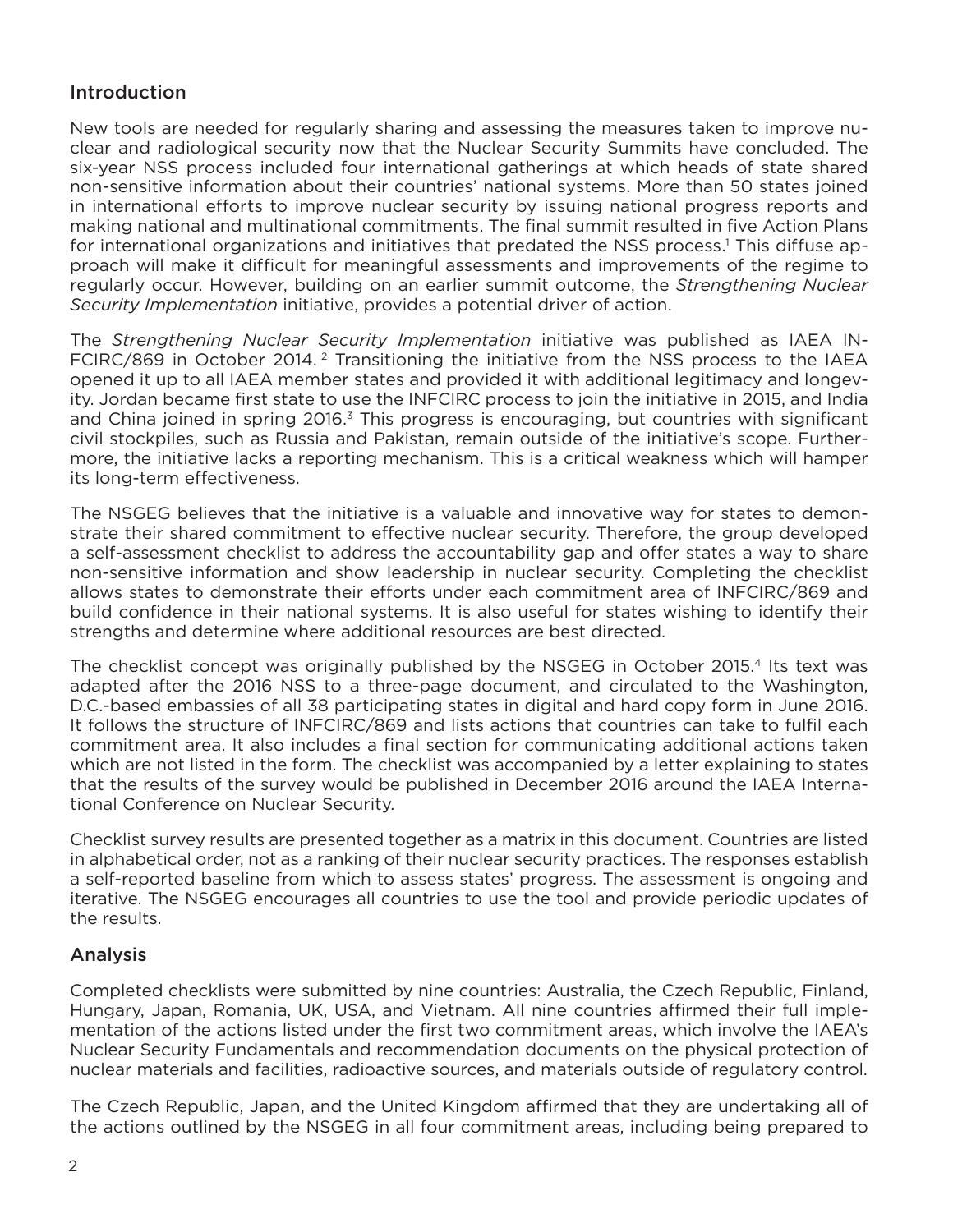## Introduction

New tools are needed for regularly sharing and assessing the measures taken to improve nuclear and radiological security now that the Nuclear Security Summits have concluded. The six-year NSS process included four international gatherings at which heads of state shared non-sensitive information about their countries' national systems. More than 50 states joined in international efforts to improve nuclear security by issuing national progress reports and making national and multinational commitments. The final summit resulted in five Action Plans for international organizations and initiatives that predated the NSS process.[1] This diffuse approach will make it difficult for meaningful assessments and improvements of the regime to regularly occur. However, building on an earlier summit outcome, the *Strengthening Nuclear Security Implementation* initiative, provides a potential driver of action.

The *Strengthening Nuclear Security Implementation* initiative was published as IAEA INFCIRC/869 in October 2014.[2] Transitioning the initiative from the NSS process to the IAEA opened it up to all IAEA member states and provided it with additional legitimacy and longevity. Jordan became first state to use the INFCIRC process to join the initiative in 2015, and India and China joined in spring 2016.[3] This progress is encouraging, but countries with significant civil stockpiles, such as Russia and Pakistan, remain outside of the initiative's scope. Furthermore, the initiative lacks a reporting mechanism. This is a critical weakness which will hamper its long-term effectiveness.

The NSGEG believes that the initiative is a valuable and innovative way for states to demonstrate their shared commitment to effective nuclear security. Therefore, the group developed a self-assessment checklist to address the accountability gap and offer states a way to share non-sensitive information and show leadership in nuclear security. Completing the checklist allows states to demonstrate their efforts under each commitment area of INFCIRC/869 and build confidence in their national systems. It is also useful for states wishing to identify their strengths and determine where additional resources are best directed.

The checklist concept was originally published by the NSGEG in October 2015.[4] Its text was adapted after the 2016 NSS to a three-page document, and circulated to the Washington, D.C.-based embassies of all 38 participating states in digital and hard copy form in June 2016. It follows the structure of INFCIRC/869 and lists actions that countries can take to fulfil each commitment area. It also includes a final section for communicating additional actions taken which are not listed in the form. The checklist was accompanied by a letter explaining to states that the results of the survey would be published in December 2016 around the IAEA International Conference on Nuclear Security.

Checklist survey results are presented together as a matrix in this document. Countries are listed in alphabetical order, not as a ranking of their nuclear security practices. The responses establish a self-reported baseline from which to assess states' progress. The assessment is ongoing and iterative. The NSGEG encourages all countries to use the tool and provide periodic updates of the results.

## Analysis

Completed checklists were submitted by nine countries: Australia, the Czech Republic, Finland, Hungary, Japan, Romania, UK, USA, and Vietnam. All nine countries affirmed their full implementation of the actions listed under the first two commitment areas, which involve the IAEA's Nuclear Security Fundamentals and recommendation documents on the physical protection of nuclear materials and facilities, radioactive sources, and materials outside of regulatory control.

The Czech Republic, Japan, and the United Kingdom affirmed that they are undertaking all of the actions outlined by the NSGEG in all four commitment areas, including being prepared to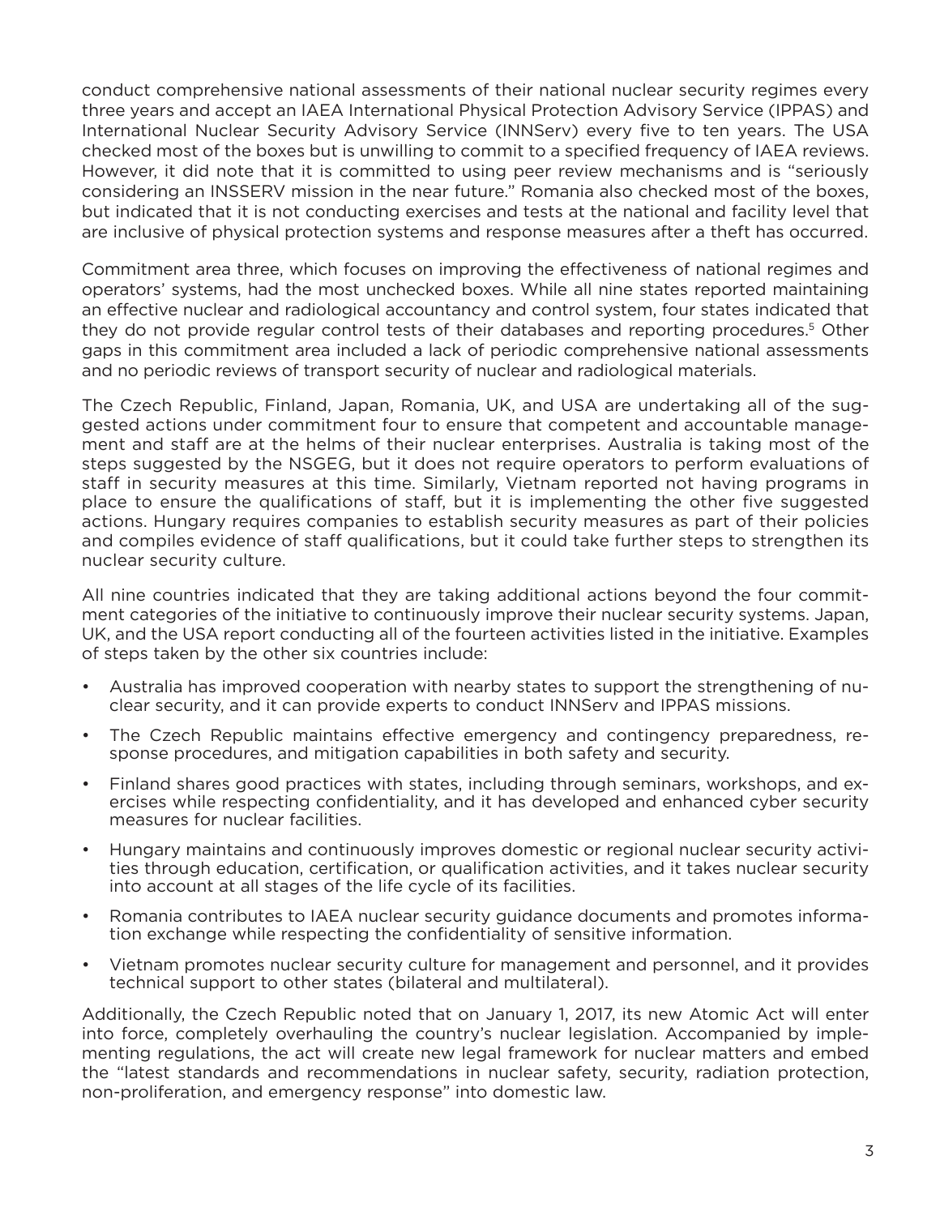conduct comprehensive national assessments of their national nuclear security regimes every three years and accept an IAEA International Physical Protection Advisory Service (IPPAS) and International Nuclear Security Advisory Service (INNServ) every five to ten years. The USA checked most of the boxes but is unwilling to commit to a specified frequency of IAEA reviews. However, it did note that it is committed to using peer review mechanisms and is "seriously considering an INSSERV mission in the near future." Romania also checked most of the boxes, but indicated that it is not conducting exercises and tests at the national and facility level that are inclusive of physical protection systems and response measures after a theft has occurred.

Commitment area three, which focuses on improving the effectiveness of national regimes and operators' systems, had the most unchecked boxes. While all nine states reported maintaining an effective nuclear and radiological accountancy and control system, four states indicated that they do not provide regular control tests of their databases and reporting procedures.[5] Other gaps in this commitment area included a lack of periodic comprehensive national assessments and no periodic reviews of transport security of nuclear and radiological materials.

The Czech Republic, Finland, Japan, Romania, UK, and USA are undertaking all of the suggested actions under commitment four to ensure that competent and accountable management and staff are at the helms of their nuclear enterprises. Australia is taking most of the steps suggested by the NSGEG, but it does not require operators to perform evaluations of staff in security measures at this time. Similarly, Vietnam reported not having programs in place to ensure the qualifications of staff, but it is implementing the other five suggested actions. Hungary requires companies to establish security measures as part of their policies and compiles evidence of staff qualifications, but it could take further steps to strengthen its nuclear security culture.

All nine countries indicated that they are taking additional actions beyond the four commitment categories of the initiative to continuously improve their nuclear security systems. Japan, UK, and the USA report conducting all of the fourteen activities listed in the initiative. Examples of steps taken by the other six countries include:

- Australia has improved cooperation with nearby states to support the strengthening of nuclear security, and it can provide experts to conduct INNServ and IPPAS missions.
- The Czech Republic maintains effective emergency and contingency preparedness, response procedures, and mitigation capabilities in both safety and security.
- Finland shares good practices with states, including through seminars, workshops, and exercises while respecting confidentiality, and it has developed and enhanced cyber security measures for nuclear facilities.
- Hungary maintains and continuously improves domestic or regional nuclear security activities through education, certification, or qualification activities, and it takes nuclear security into account at all stages of the life cycle of its facilities.
- Romania contributes to IAEA nuclear security guidance documents and promotes information exchange while respecting the confidentiality of sensitive information.
- Vietnam promotes nuclear security culture for management and personnel, and it provides technical support to other states (bilateral and multilateral).

Additionally, the Czech Republic noted that on January 1, 2017, its new Atomic Act will enter into force, completely overhauling the country's nuclear legislation. Accompanied by implementing regulations, the act will create new legal framework for nuclear matters and embed the "latest standards and recommendations in nuclear safety, security, radiation protection, non-proliferation, and emergency response" into domestic law.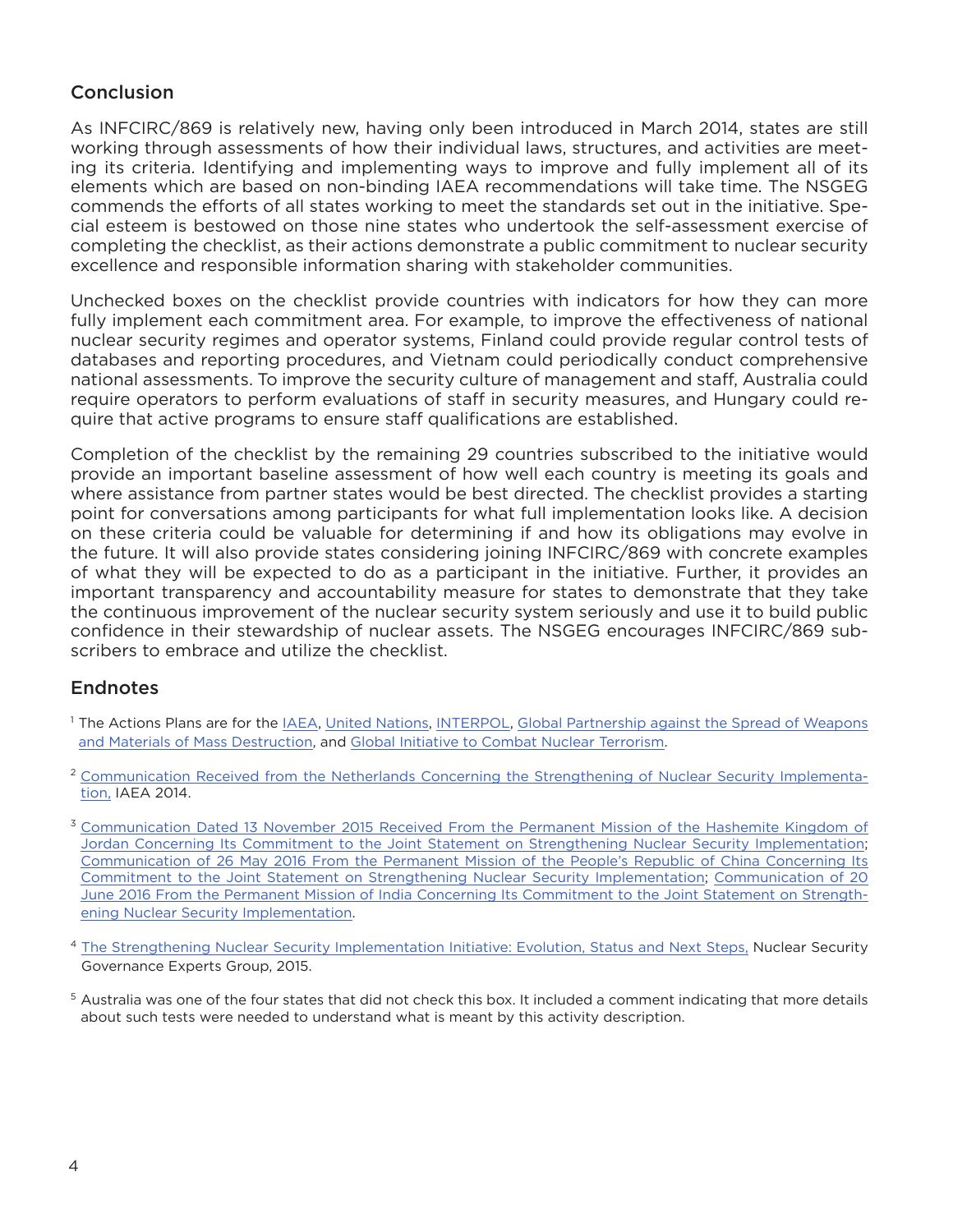## Conclusion

As INFCIRC/869 is relatively new, having only been introduced in March 2014, states are still working through assessments of how their individual laws, structures, and activities are meeting its criteria. Identifying and implementing ways to improve and fully implement all of its elements which are based on non-binding IAEA recommendations will take time. The NSGEG commends the efforts of all states working to meet the standards set out in the initiative. Special esteem is bestowed on those nine states who undertook the self-assessment exercise of completing the checklist, as their actions demonstrate a public commitment to nuclear security excellence and responsible information sharing with stakeholder communities.

Unchecked boxes on the checklist provide countries with indicators for how they can more fully implement each commitment area. For example, to improve the effectiveness of national nuclear security regimes and operator systems, Finland could provide regular control tests of databases and reporting procedures, and Vietnam could periodically conduct comprehensive national assessments. To improve the security culture of management and staff, Australia could require operators to perform evaluations of staff in security measures, and Hungary could require that active programs to ensure staff qualifications are established.

Completion of the checklist by the remaining 29 countries subscribed to the initiative would provide an important baseline assessment of how well each country is meeting its goals and where assistance from partner states would be best directed. The checklist provides a starting point for conversations among participants for what full implementation looks like. A decision on these criteria could be valuable for determining if and how its obligations may evolve in the future. It will also provide states considering joining INFCIRC/869 with concrete examples of what they will be expected to do as a participant in the initiative. Further, it provides an important transparency and accountability measure for states to demonstrate that they take the continuous improvement of the nuclear security system seriously and use it to build public confidence in their stewardship of nuclear assets. The NSGEG encourages INFCIRC/869 subscribers to embrace and utilize the checklist.

## Endnotes

[1] The Actions Plans are for the IAEA, United Nations, INTERPOL, Global Partnership against the Spread of Weapons and Materials of Mass Destruction, and Global Initiative to Combat Nuclear Terrorism.

[2] Communication Received from the Netherlands Concerning the Strengthening of Nuclear Security Implementation, IAEA 2014.

[3] Communication Dated 13 November 2015 Received From the Permanent Mission of the Hashemite Kingdom of Jordan Concerning Its Commitment to the Joint Statement on Strengthening Nuclear Security Implementation; Communication of 26 May 2016 From the Permanent Mission of the People's Republic of China Concerning Its Commitment to the Joint Statement on Strengthening Nuclear Security Implementation; Communication of 20 June 2016 From the Permanent Mission of India Concerning Its Commitment to the Joint Statement on Strengthening Nuclear Security Implementation.

[4] The Strengthening Nuclear Security Implementation Initiative: Evolution, Status and Next Steps, Nuclear Security Governance Experts Group, 2015.

[5] Australia was one of the four states that did not check this box. It included a comment indicating that more details about such tests were needed to understand what is meant by this activity description.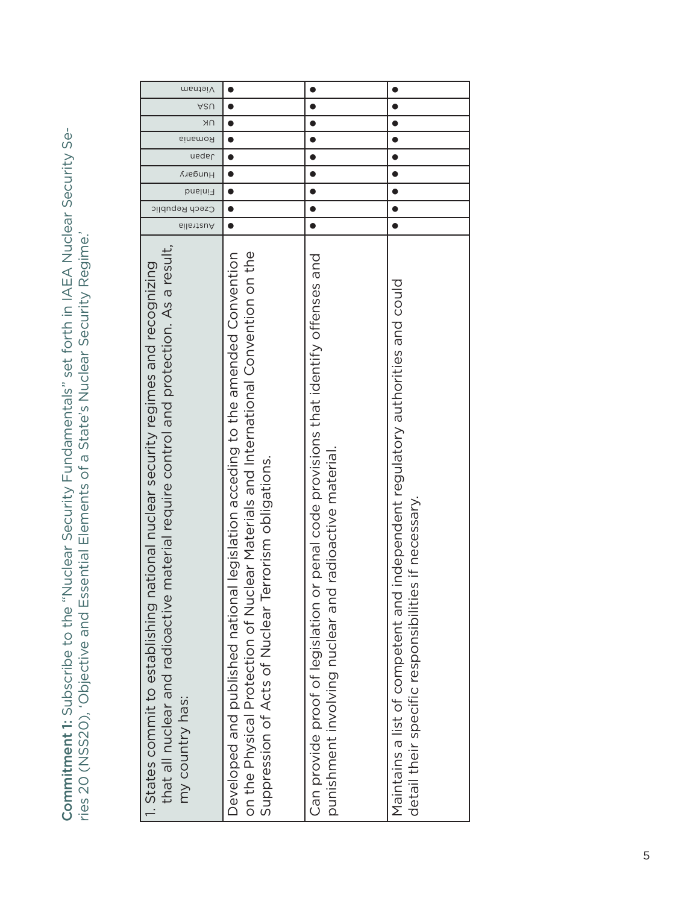**Commitment 1:** Subscribe to the "Nuclear Security Fundamentals" set forth in IAEA Nuclear Security Series 20 (NSS20), 'Objective and Essential Elements of a State's Nuclear Security Regime.'

| 1. States commit to establishing national nuclear security regimes and recognizing that all nuclear and radioactive material require control and protection. As a result, my country has: | Australia | Czech Republic | Finland | Hungary | Japan | Romania | UK | USA | Vietnam |
|---|---|---|---|---|---|---|---|---|---|
| Developed and published national legislation acceding to the amended Convention on the Physical Protection of Nuclear Materials and International Convention on the Suppression of Acts of Nuclear Terrorism obligations. | ● | ● | ● | ● | ● | ● | ● | ● | ● |
| Can provide proof of legislation or penal code provisions that identify offenses and punishment involving nuclear and radioactive material. | ● | ● | ● | ● | ● | ● | ● | ● | ● |
| Maintains a list of competent and independent regulatory authorities and could detail their specific responsibilities if necessary. | ● | ● | ● | ● | ● | ● | ● | ● | ● |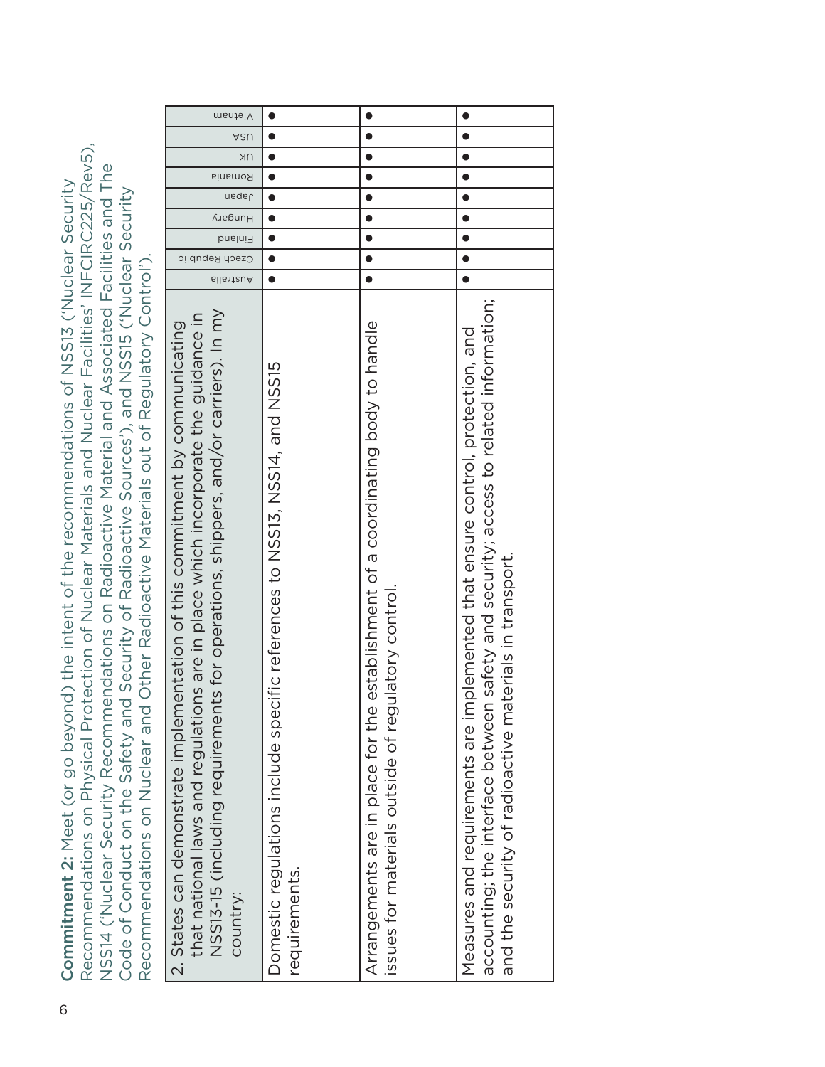**Commitment 2:** Meet (or go beyond) the intent of the recommendations of NSS13 ('Nuclear Security Recommendations on Physical Protection of Nuclear Materials and Nuclear Facilities' INFCIRC225/Rev5), NSS14 ('Nuclear Security Recommendations on Radioactive Material and Associated Facilities and The Code of Conduct on the Safety and Security of Radioactive Sources'), and NSS15 ('Nuclear Security Recommendations on Nuclear and Other Radioactive Materials out of Regulatory Control').

| 2. States can demonstrate implementation of this commitment by communicating that national laws and regulations are in place which incorporate the guidance in NSS13-15 (including requirements for operations, shippers, and/or carriers). In my country: | Australia | Czech Republic | Finland | Hungary | Japan | Romania | UK | USA | Vietnam |
|---|---|---|---|---|---|---|---|---|---|
| Domestic regulations include specific references to NSS13, NSS14, and NSS15 requirements. | ● | ● | ● | ● | ● | ● | ● | ● | ● |
| Arrangements are in place for the establishment of a coordinating body to handle issues for materials outside of regulatory control. | ● | ● | ● | ● | ● | ● | ● | ● | ● |
| Measures and requirements are implemented that ensure control, protection, and accounting; the interface between safety and security; access to related information; and the security of radioactive materials in transport. | ● | ● | ● | ● | ● | ● | ● | ● | ● |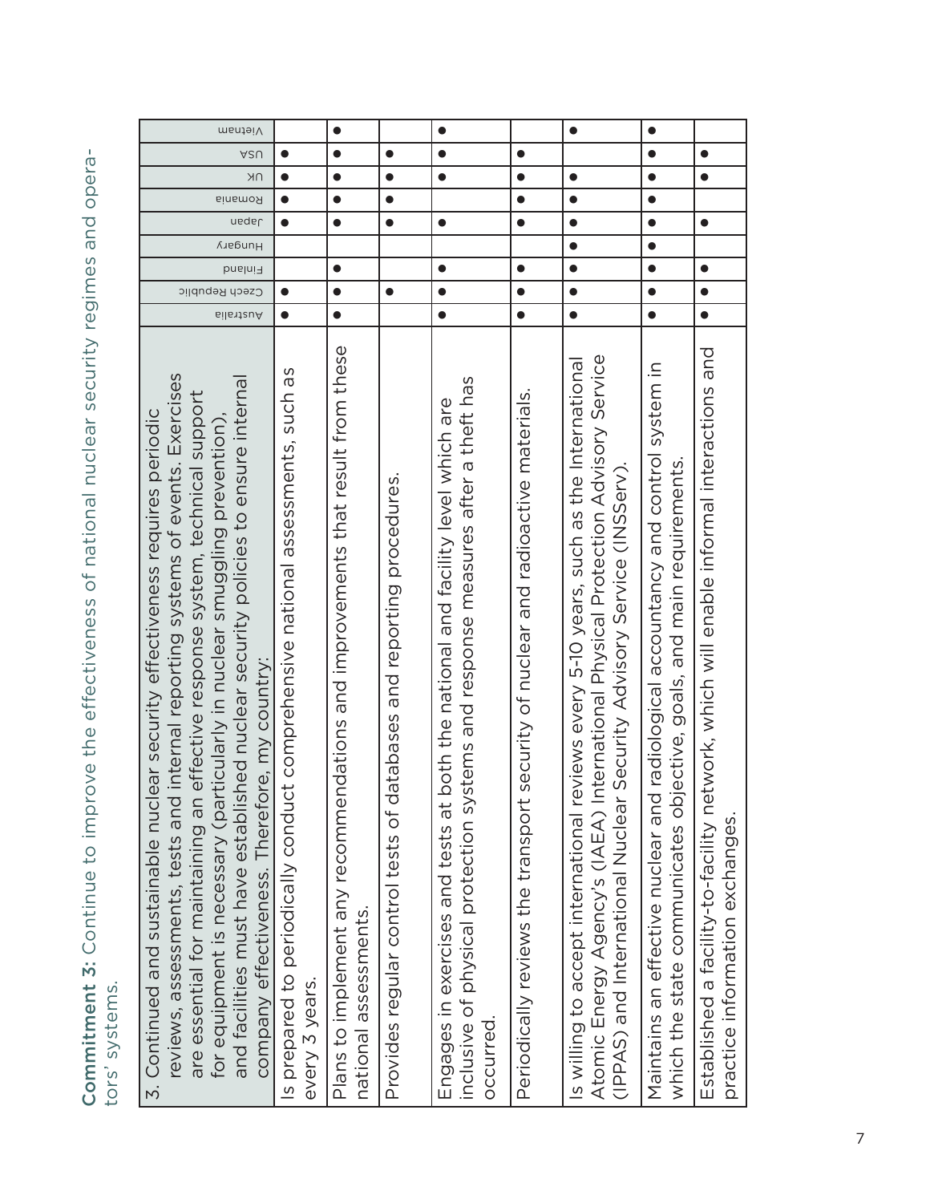**Commitment 3:** Continue to improve the effectiveness of national nuclear security regimes and operators' systems.

| 3. Continued and sustainable nuclear security effectiveness requires periodic reviews, assessments, tests and internal reporting systems of events. Exercises are essential for maintaining an effective response system, technical support for equipment is necessary (particularly in nuclear smuggling prevention), and facilities must have established nuclear security policies to ensure internal company effectiveness. Therefore, my country: | Australia | Czech Republic | Finland | Hungary | Japan | Romania | UK | USA | Vietnam |
|---|---|---|---|---|---|---|---|---|---|
| Is prepared to periodically conduct comprehensive national assessments, such as every 3 years. | ● | ● | | | ● | ● | ● | ● | |
| Plans to implement any recommendations and improvements that result from these national assessments. | ● | ● | ● | | ● | ● | ● | ● | ● |
| Provides regular control tests of databases and reporting procedures. | | ● | | | ● | ● | ● | ● | |
| Engages in exercises and tests at both the national and facility level which are inclusive of physical protection systems and response measures after a theft has occurred. | ● | ● | ● | | ● | | ● | ● | ● |
| Periodically reviews the transport security of nuclear and radioactive materials. | ● | ● | ● | | ● | ● | ● | ● | |
| Is willing to accept international reviews every 5-10 years, such as the International Atomic Energy Agency's (IAEA) International Physical Protection Advisory Service (IPPAS) and International Nuclear Security Advisory Service (INSServ). | ● | ● | ● | ● | ● | ● | ● | | ● |
| Maintains an effective nuclear and radiological accountancy and control system in which the state communicates objective, goals, and main requirements. | ● | ● | ● | ● | ● | ● | ● | ● | ● |
| Established a facility-to-facility network, which will enable informal interactions and practice information exchanges. | ● | ● | ● | | ● | | ● | ● | |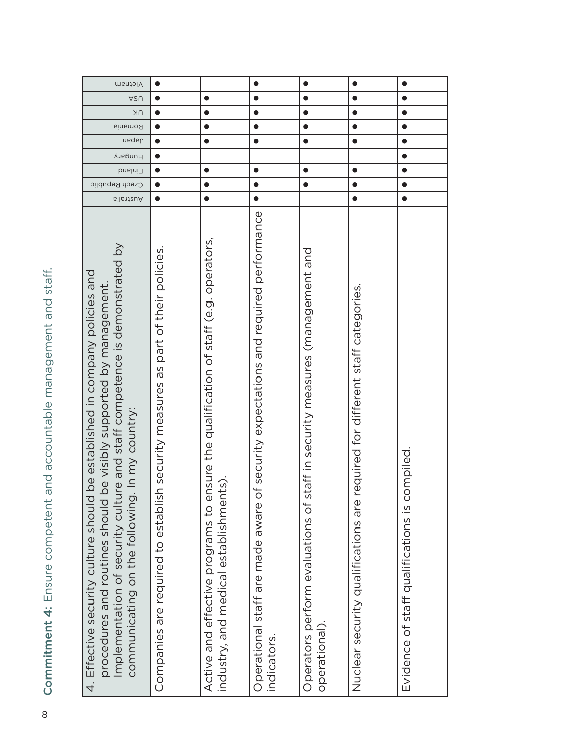**Commitment 4:** Ensure competent and accountable management and staff.

| 4. Effective security culture should be established in company policies and procedures and routines should be visibly supported by management. Implementation of security culture and staff competence is demonstrated by communicating on the following. In my country: | Australia | Czech Republic | Finland | Hungary | Japan | Romania | UK | USA | Vietnam |
|---|---|---|---|---|---|---|---|---|---|
| Companies are required to establish security measures as part of their policies. | ● | ● | ● | ● | ● | ● | ● | ● | ● |
| Active and effective programs to ensure the qualification of staff (e.g. operators, industry, and medical establishments). | ● | ● | ● | | ● | ● | ● | ● | |
| Operational staff are made aware of security expectations and required performance indicators. | ● | ● | ● | | ● | ● | ● | ● | ● |
| Operators perform evaluations of staff in security measures (management and operational). | | ● | ● | | ● | ● | ● | ● | ● |
| Nuclear security qualifications are required for different staff categories. | ● | ● | ● | | ● | ● | ● | ● | ● |
| Evidence of staff qualifications is compiled. | ● | ● | ● | ● | ● | ● | ● | ● | ● |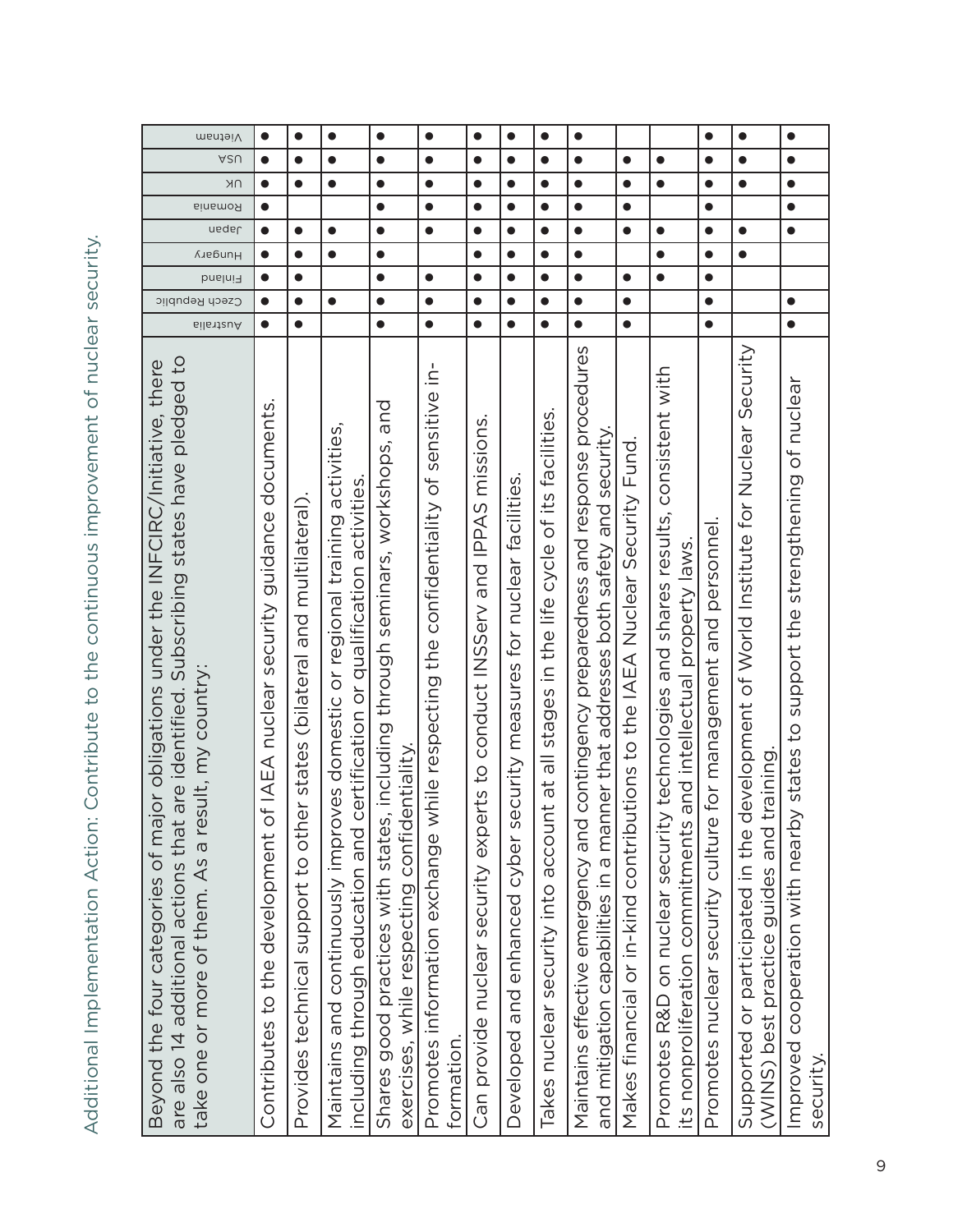Additional Implementation Action: Contribute to the continuous improvement of nuclear security.

| Beyond the four categories of major obligations under the INFCIRC/Initiative, there are also 14 additional actions that are identified. Subscribing states have pledged to take one or more of them. As a result, my country: | Australia | Czech Republic | Finland | Hungary | Japan | Romania | UK | USA | Vietnam |
|---|---|---|---|---|---|---|---|---|---|
| Contributes to the development of IAEA nuclear security guidance documents. | ● | ● | ● | ● | ● | ● | ● | ● | ● |
| Provides technical support to other states (bilateral and multilateral). | ● | ● | ● | ● | ● | | ● | ● | ● |
| Maintains and continuously improves domestic or regional training activities, including through education and certification or qualification activities. | | ● | | ● | ● | | ● | ● | ● |
| Shares good practices with states, including through seminars, workshops, and exercises, while respecting confidentiality. | ● | ● | ● | ● | ● | ● | ● | ● | ● |
| Promotes information exchange while respecting the confidentiality of sensitive information. | ● | ● | ● | | ● | ● | ● | ● | ● |
| Can provide nuclear security experts to conduct INSServ and IPPAS missions. | ● | ● | ● | ● | ● | ● | ● | ● | ● |
| Developed and enhanced cyber security measures for nuclear facilities. | ● | ● | ● | ● | ● | ● | ● | ● | ● |
| Takes nuclear security into account at all stages in the life cycle of its facilities. | ● | ● | ● | ● | ● | ● | ● | ● | ● |
| Maintains effective emergency and contingency preparedness and response procedures and mitigation capabilities in a manner that addresses both safety and security. | ● | ● | ● | ● | ● | ● | ● | ● | ● |
| Makes financial or in-kind contributions to the IAEA Nuclear Security Fund. | ● | ● | ● | | ● | ● | ● | ● | |
| Promotes R&D on nuclear security technologies and shares results, consistent with its nonproliferation commitments and intellectual property laws. | | | ● | ● | ● | | ● | ● | |
| Promotes nuclear security culture for management and personnel. | ● | ● | ● | ● | ● | ● | ● | ● | ● |
| Supported or participated in the development of World Institute for Nuclear Security (WINS) best practice guides and training. | | | | ● | ● | | ● | ● | ● |
| Improved cooperation with nearby states to support the strengthening of nuclear security. | ● | ● | | | ● | ● | ● | ● | ● |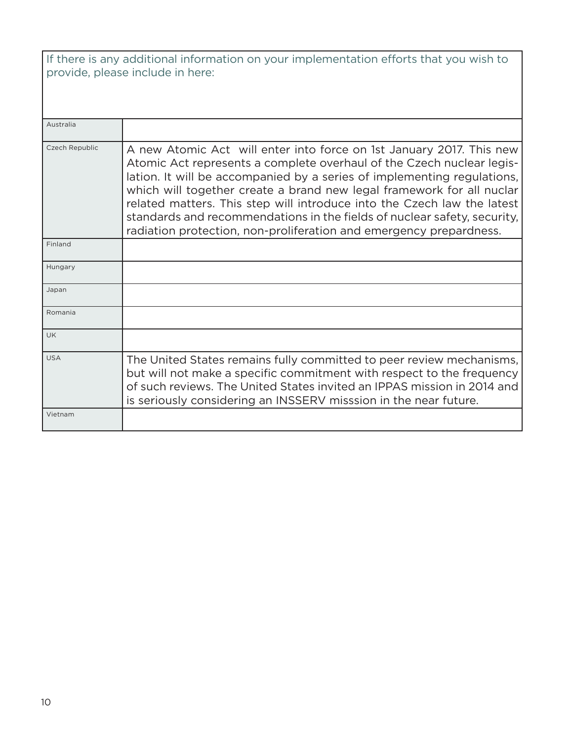| If there is any additional information on your implementation efforts that you wish to provide, please include in here: | |
|---|---|
| Australia | |
| Czech Republic | A new Atomic Act  will enter into force on 1st January 2017. This new Atomic Act represents a complete overhaul of the Czech nuclear legislation. It will be accompanied by a series of implementing regulations, which will together create a brand new legal framework for all nuclar related matters. This step will introduce into the Czech law the latest standards and recommendations in the fields of nuclear safety, security, radiation protection, non-proliferation and emergency prepardness. |
| Finland | |
| Hungary | |
| Japan | |
| Romania | |
| UK | |
| USA | The United States remains fully committed to peer review mechanisms, but will not make a specific commitment with respect to the frequency of such reviews. The United States invited an IPPAS mission in 2014 and is seriously considering an INSSERV misssion in the near future. |
| Vietnam | |